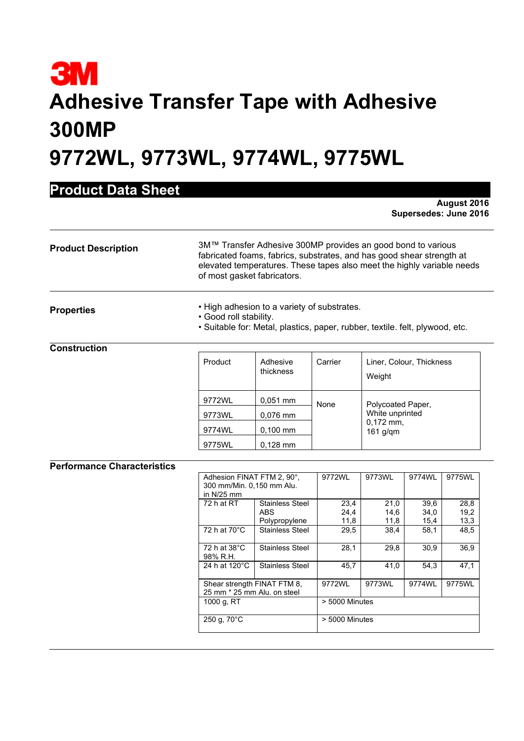3M

# Adhesive Transfer Tape with Adhesive 300MP

# 9772WL, 9773WL, 9774WL, 9775WL

## Product Data Sheet

**August 2016**
**Supersedes: June 2016**

---

**Product Description**

3M™ Transfer Adhesive 300MP provides an good bond to various fabricated foams, fabrics, substrates, and has good shear strength at elevated temperatures. These tapes also meet the highly variable needs of most gasket fabricators.

---

**Properties**

- High adhesion to a variety of substrates.
- Good roll stability.
- Suitable for: Metal, plastics, paper, rubber, textile. felt, plywood, etc.

---

**Construction**

| Product | Adhesive thickness | Carrier | Liner, Colour, Thickness Weight |
|---|---|---|---|
| 9772WL | 0,051 mm | None | Polycoated Paper, White unprinted 0,172 mm, 161 g/qm |
| 9773WL | 0,076 mm | | |
| 9774WL | 0,100 mm | | |
| 9775WL | 0,128 mm | | |

**Performance Characteristics**

| Adhesion FINAT FTM 2, 90°, 300 mm/Min. 0,150 mm Alu. in N/25 mm | | 9772WL | 9773WL | 9774WL | 9775WL |
|---|---|---|---|---|---|
| 72 h at RT | Stainless Steel | 23,4 | 21,0 | 39,6 | 28,8 |
| | ABS | 24,4 | 14,6 | 34,0 | 19,2 |
| | Polypropylene | 11,8 | 11,8 | 15,4 | 13,3 |
| 72 h at 70°C | Stainless Steel | 29,5 | 38,4 | 58,1 | 48,5 |
| 72 h at 38°C 98% R.H. | Stainless Steel | 28,1 | 29,8 | 30,9 | 36,9 |
| 24 h at 120°C | Stainless Steel | 45,7 | 41,0 | 54,3 | 47,1 |

| Shear strength FINAT FTM 8, 25 mm * 25 mm Alu. on steel | 9772WL | 9773WL | 9774WL | 9775WL |
|---|---|---|---|---|
| 1000 g, RT | > 5000 Minutes | | | |
| 250 g, 70°C | > 5000 Minutes | | | |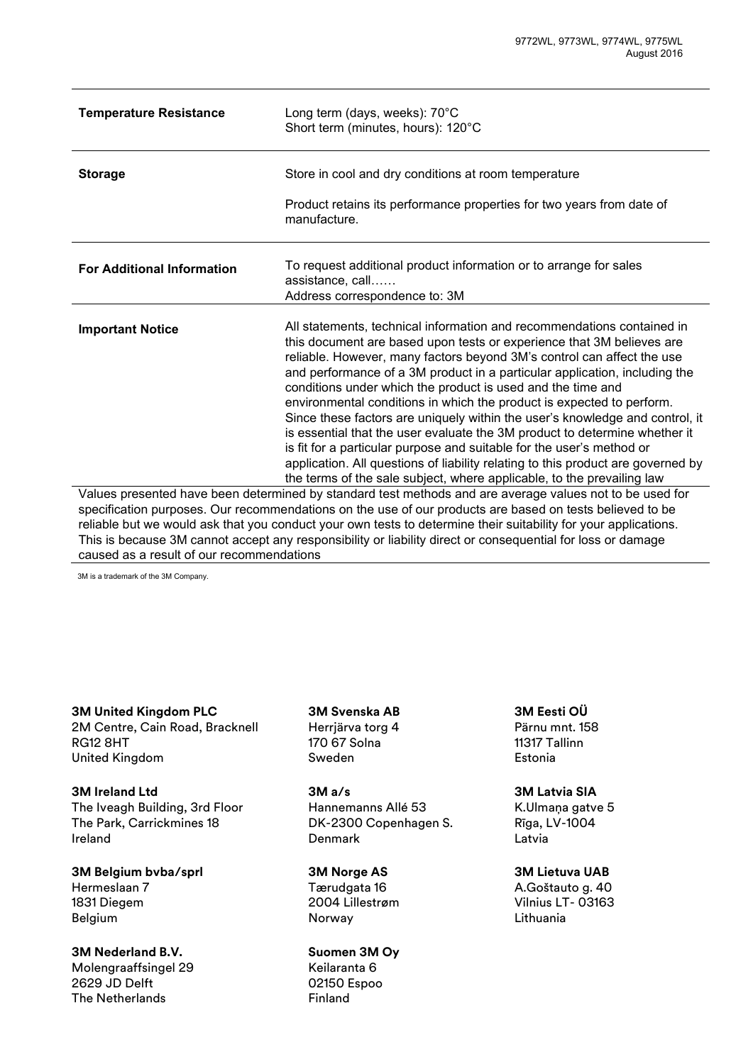| | |
|---|---|
| **Temperature Resistance** | Long term (days, weeks): 70°C<br>Short term (minutes, hours): 120°C |
| **Storage** | Store in cool and dry conditions at room temperature<br><br>Product retains its performance properties for two years from date of manufacture. |
| **For Additional Information** | To request additional product information or to arrange for sales assistance, call……<br>Address correspondence to: 3M |
| **Important Notice** | All statements, technical information and recommendations contained in this document are based upon tests or experience that 3M believes are reliable. However, many factors beyond 3M's control can affect the use and performance of a 3M product in a particular application, including the conditions under which the product is used and the time and environmental conditions in which the product is expected to perform. Since these factors are uniquely within the user's knowledge and control, it is essential that the user evaluate the 3M product to determine whether it is fit for a particular purpose and suitable for the user's method or application. All questions of liability relating to this product are governed by the terms of the sale subject, where applicable, to the prevailing law |

Values presented have been determined by standard test methods and are average values not to be used for specification purposes. Our recommendations on the use of our products are based on tests believed to be reliable but we would ask that you conduct your own tests to determine their suitability for your applications. This is because 3M cannot accept any responsibility or liability direct or consequential for loss or damage caused as a result of our recommendations

3M is a trademark of the 3M Company.

**3M United Kingdom PLC**
2M Centre, Cain Road, Bracknell
RG12 8HT
United Kingdom

**3M Ireland Ltd**
The Iveagh Building, 3rd Floor
The Park, Carrickmines 18
Ireland

**3M Belgium bvba/sprl**
Hermeslaan 7
1831 Diegem
Belgium

**3M Nederland B.V.**
Molengraaffsingel 29
2629 JD Delft
The Netherlands

**3M Svenska AB**
Herrjärva torg 4
170 67 Solna
Sweden

**3M a/s**
Hannemanns Allé 53
DK-2300 Copenhagen S.
Denmark

**3M Norge AS**
Tærudgata 16
2004 Lillestrøm
Norway

**Suomen 3M Oy**
Keilaranta 6
02150 Espoo
Finland

**3M Eesti OÜ**
Pärnu mnt. 158
11317 Tallinn
Estonia

**3M Latvia SIA**
K.Ulmaņa gatve 5
Rīga, LV-1004
Latvia

**3M Lietuva UAB**
A.Goštauto g. 40
Vilnius LT- 03163
Lithuania